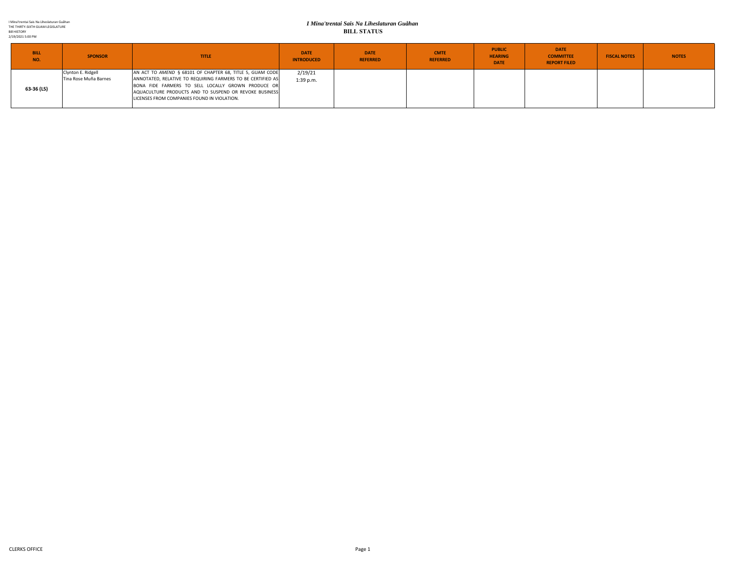# *I Mina'trentai Sais Na Liheslaturan Guåhan*

## BILL STATUS

| BILL NO. | SPONSOR | TITLE | DATE INTRODUCED | DATE REFERRED | CMTE REFERRED | PUBLIC HEARING DATE | DATE COMMITTEE REPORT FILED | FISCAL NOTES | NOTES |
|---|---|---|---|---|---|---|---|---|---|
| 63-36 (LS) | Clynton E. Ridgell<br>Tina Rose Muña Barnes | AN ACT TO *AMEND* § 68101 OF CHAPTER 68, TITLE 5, GUAM CODE ANNOTATED, RELATIVE TO REQUIRING FARMERS TO BE CERTIFIED AS BONA FIDE FARMERS TO SELL LOCALLY GROWN PRODUCE OR AQUACULTURE PRODUCTS AND TO SUSPEND OR REVOKE BUSINESS LICENSES FROM COMPANIES FOUND IN VIOLATION. | 2/19/21<br>1:39 p.m. | | | | | | |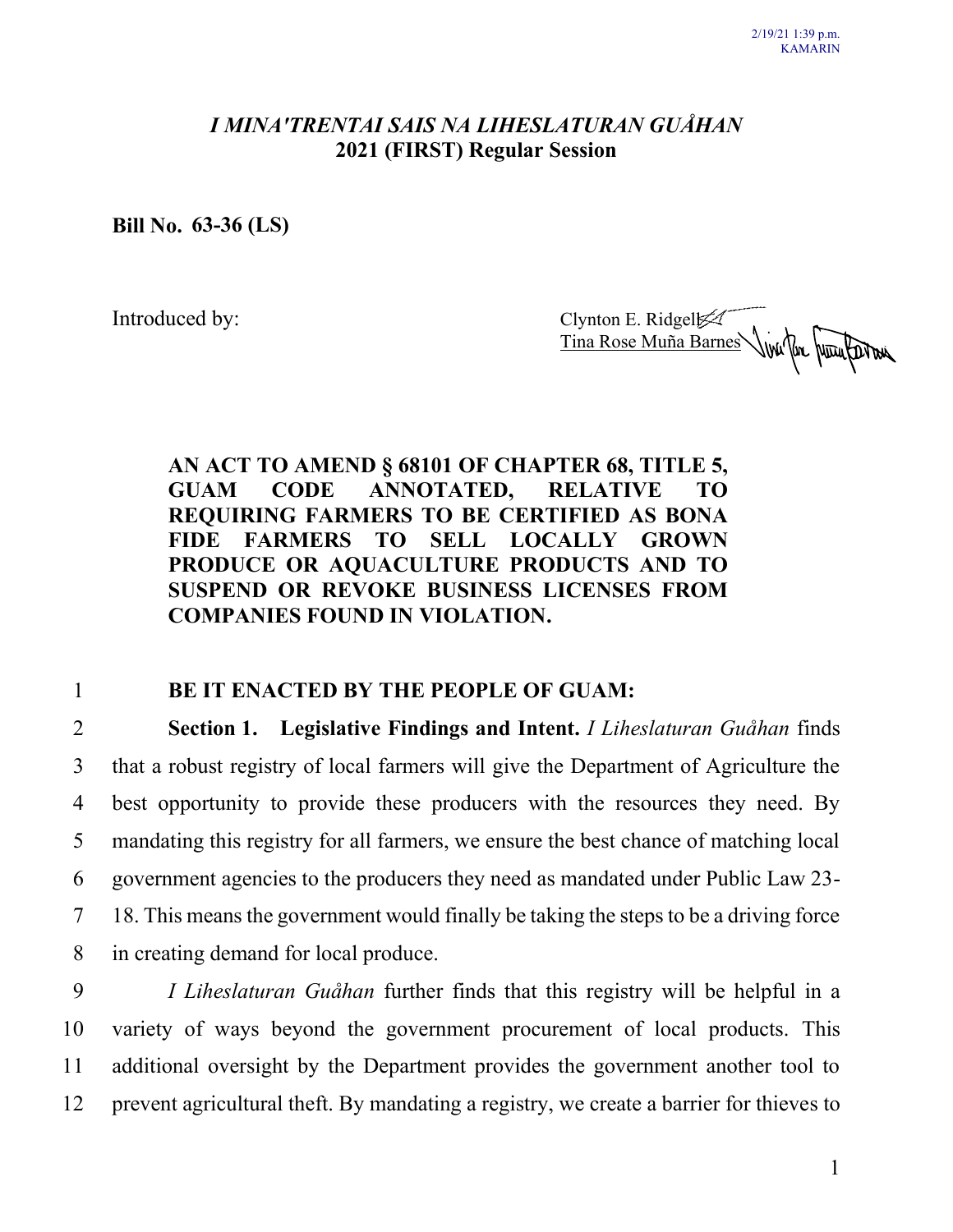# *I MINA'TRENTAI SAIS NA LIHESLATURAN GUÅHAN*
## 2021 (FIRST) Regular Session

**Bill No. 63-36 (LS)**

Introduced by: Clynton E. Ridgell
Tina Rose Muña Barnes

**AN ACT TO AMEND § 68101 OF CHAPTER 68, TITLE 5, GUAM CODE ANNOTATED, RELATIVE TO REQUIRING FARMERS TO BE CERTIFIED AS BONA FIDE FARMERS TO SELL LOCALLY GROWN PRODUCE OR AQUACULTURE PRODUCTS AND TO SUSPEND OR REVOKE BUSINESS LICENSES FROM COMPANIES FOUND IN VIOLATION.**

**BE IT ENACTED BY THE PEOPLE OF GUAM:**

**Section 1. Legislative Findings and Intent.** *I Liheslaturan Guåhan* finds that a robust registry of local farmers will give the Department of Agriculture the best opportunity to provide these producers with the resources they need. By mandating this registry for all farmers, we ensure the best chance of matching local government agencies to the producers they need as mandated under Public Law 23-18. This means the government would finally be taking the steps to be a driving force in creating demand for local produce.

*I Liheslaturan Guåhan* further finds that this registry will be helpful in a variety of ways beyond the government procurement of local products. This additional oversight by the Department provides the government another tool to prevent agricultural theft. By mandating a registry, we create a barrier for thieves to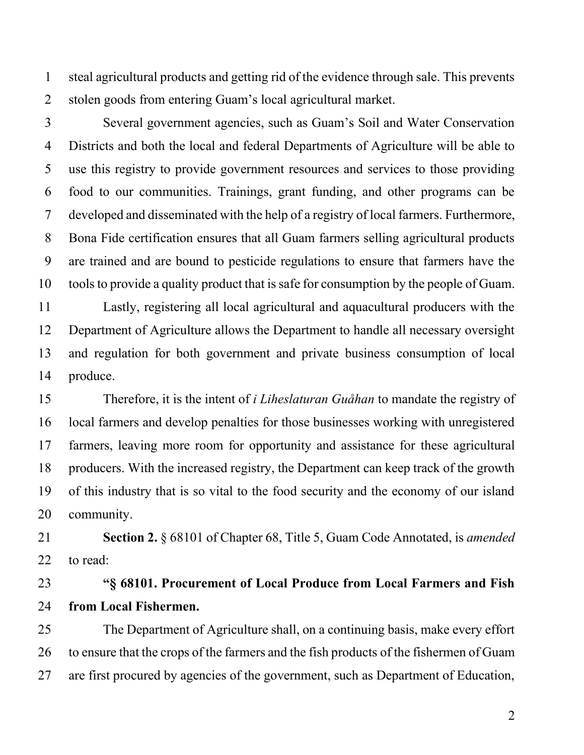steal agricultural products and getting rid of the evidence through sale. This prevents stolen goods from entering Guam's local agricultural market.

Several government agencies, such as Guam's Soil and Water Conservation Districts and both the local and federal Departments of Agriculture will be able to use this registry to provide government resources and services to those providing food to our communities. Trainings, grant funding, and other programs can be developed and disseminated with the help of a registry of local farmers. Furthermore, Bona Fide certification ensures that all Guam farmers selling agricultural products are trained and are bound to pesticide regulations to ensure that farmers have the tools to provide a quality product that is safe for consumption by the people of Guam.

Lastly, registering all local agricultural and aquacultural producers with the Department of Agriculture allows the Department to handle all necessary oversight and regulation for both government and private business consumption of local produce.

Therefore, it is the intent of *i Liheslaturan Guåhan* to mandate the registry of local farmers and develop penalties for those businesses working with unregistered farmers, leaving more room for opportunity and assistance for these agricultural producers. With the increased registry, the Department can keep track of the growth of this industry that is so vital to the food security and the economy of our island community.

**Section 2.** § 68101 of Chapter 68, Title 5, Guam Code Annotated, is *amended* to read:

**"§ 68101. Procurement of Local Produce from Local Farmers and Fish from Local Fishermen.**

The Department of Agriculture shall, on a continuing basis, make every effort to ensure that the crops of the farmers and the fish products of the fishermen of Guam are first procured by agencies of the government, such as Department of Education,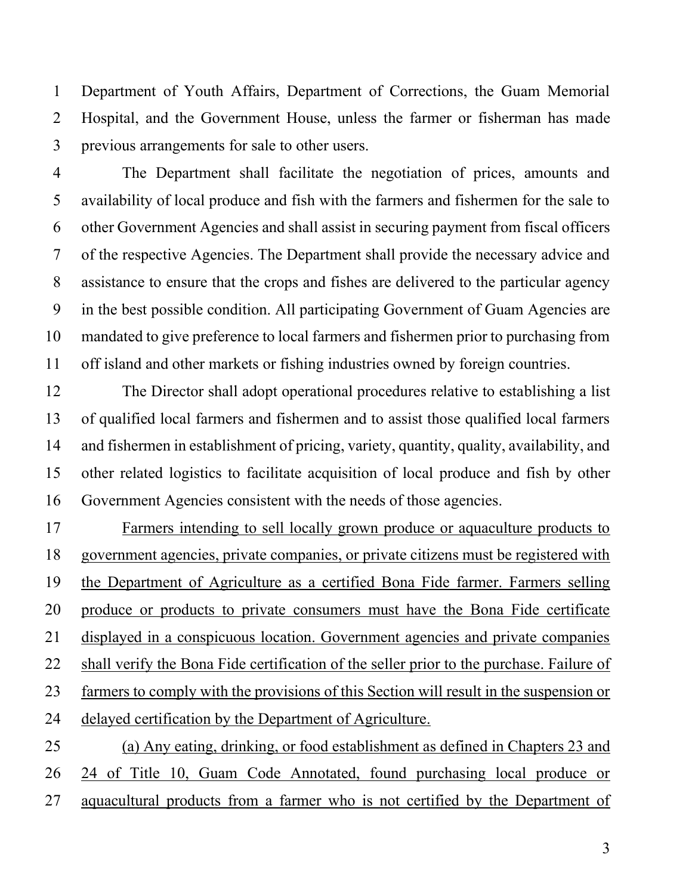Department of Youth Affairs, Department of Corrections, the Guam Memorial Hospital, and the Government House, unless the farmer or fisherman has made previous arrangements for sale to other users.

The Department shall facilitate the negotiation of prices, amounts and availability of local produce and fish with the farmers and fishermen for the sale to other Government Agencies and shall assist in securing payment from fiscal officers of the respective Agencies. The Department shall provide the necessary advice and assistance to ensure that the crops and fishes are delivered to the particular agency in the best possible condition. All participating Government of Guam Agencies are mandated to give preference to local farmers and fishermen prior to purchasing from off island and other markets or fishing industries owned by foreign countries.

The Director shall adopt operational procedures relative to establishing a list of qualified local farmers and fishermen and to assist those qualified local farmers and fishermen in establishment of pricing, variety, quantity, quality, availability, and other related logistics to facilitate acquisition of local produce and fish by other Government Agencies consistent with the needs of those agencies.

<u>Farmers intending to sell locally grown produce or aquaculture products to government agencies, private companies, or private citizens must be registered with the Department of Agriculture as a certified Bona Fide farmer. Farmers selling produce or products to private consumers must have the Bona Fide certificate displayed in a conspicuous location. Government agencies and private companies shall verify the Bona Fide certification of the seller prior to the purchase. Failure of farmers to comply with the provisions of this Section will result in the suspension or delayed certification by the Department of Agriculture.</u>

<u>(a) Any eating, drinking, or food establishment as defined in Chapters 23 and 24 of Title 10, Guam Code Annotated, found purchasing local produce or aquacultural products from a farmer who is not certified by the Department of</u>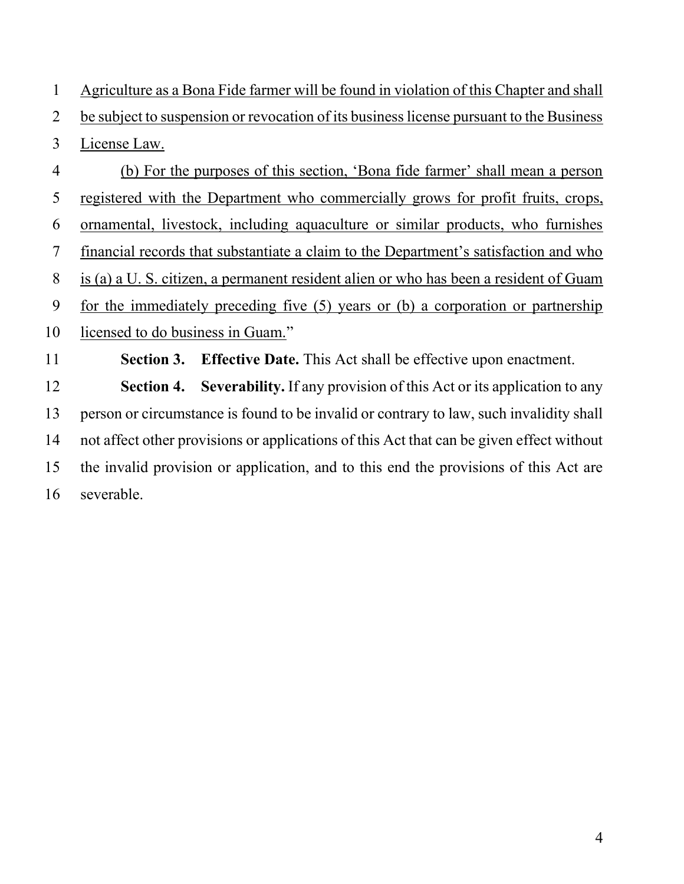Agriculture as a Bona Fide farmer will be found in violation of this Chapter and shall be subject to suspension or revocation of its business license pursuant to the Business License Law.

(b) For the purposes of this section, 'Bona fide farmer' shall mean a person registered with the Department who commercially grows for profit fruits, crops, ornamental, livestock, including aquaculture or similar products, who furnishes financial records that substantiate a claim to the Department's satisfaction and who is (a) a U. S. citizen, a permanent resident alien or who has been a resident of Guam for the immediately preceding five (5) years or (b) a corporation or partnership licensed to do business in Guam."

**Section 3. Effective Date.** This Act shall be effective upon enactment.

**Section 4. Severability.** If any provision of this Act or its application to any person or circumstance is found to be invalid or contrary to law, such invalidity shall not affect other provisions or applications of this Act that can be given effect without the invalid provision or application, and to this end the provisions of this Act are severable.